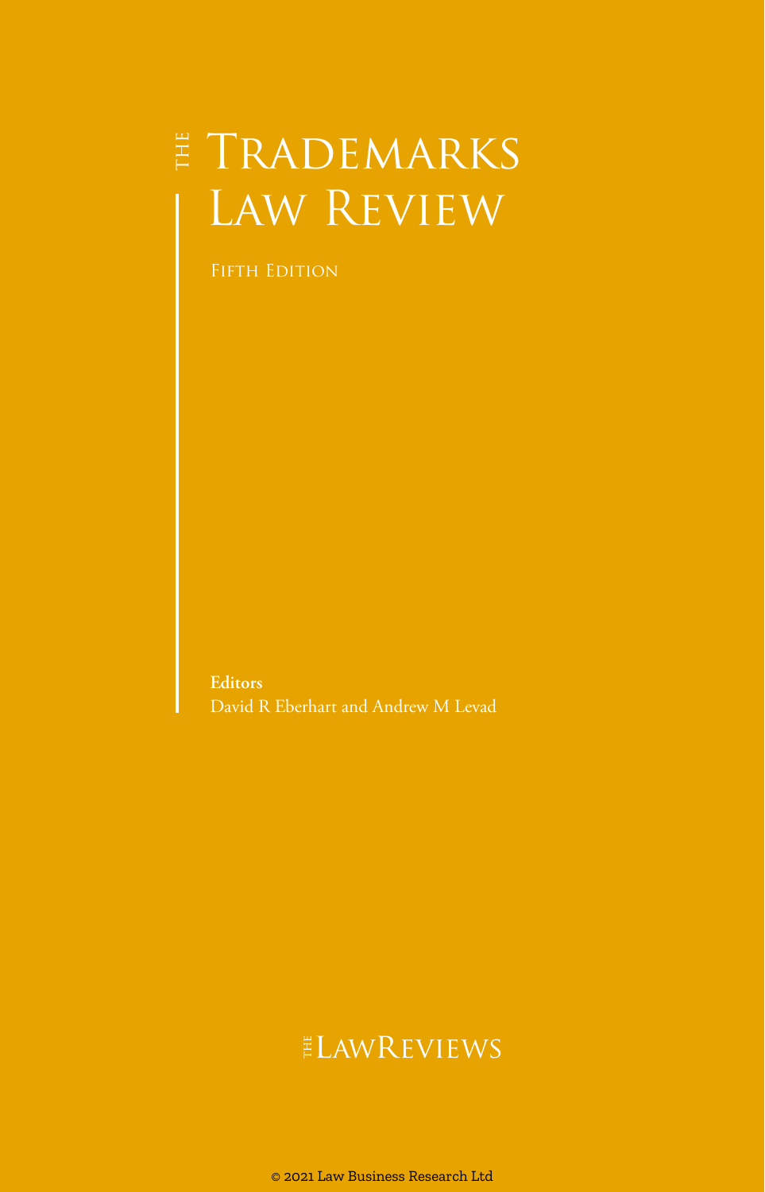# The Trademarks Law Review

Fifth Edition

**Editors**
David R Eberhart and Andrew M Levad

The LawReviews

© 2021 Law Business Research Ltd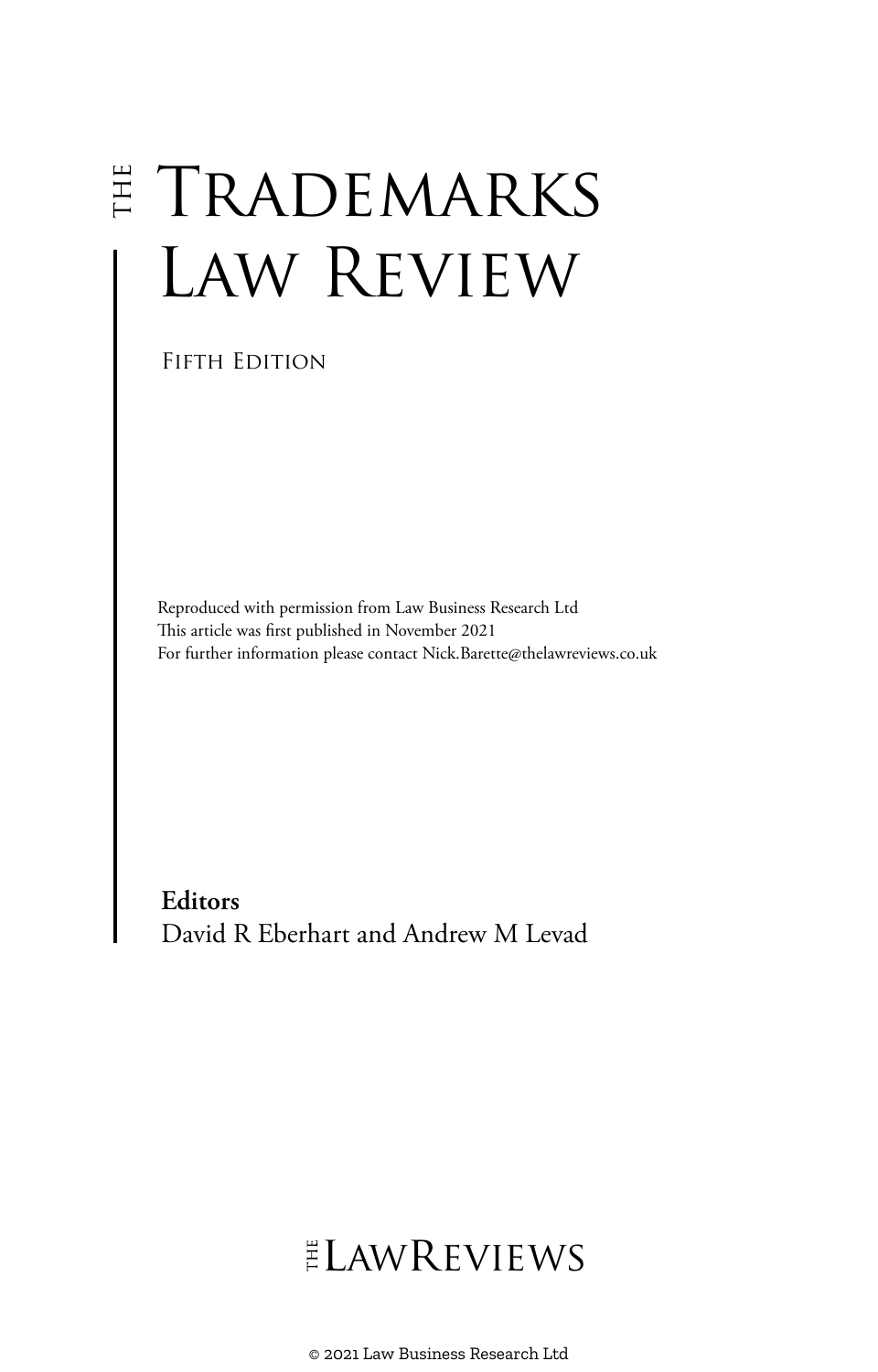# THE TRADEMARKS LAW REVIEW

FIFTH EDITION

Reproduced with permission from Law Business Research Ltd
This article was first published in November 2021
For further information please contact Nick.Barette@thelawreviews.co.uk

**Editors**
David R Eberhart and Andrew M Levad

THE LAWREVIEWS

© 2021 Law Business Research Ltd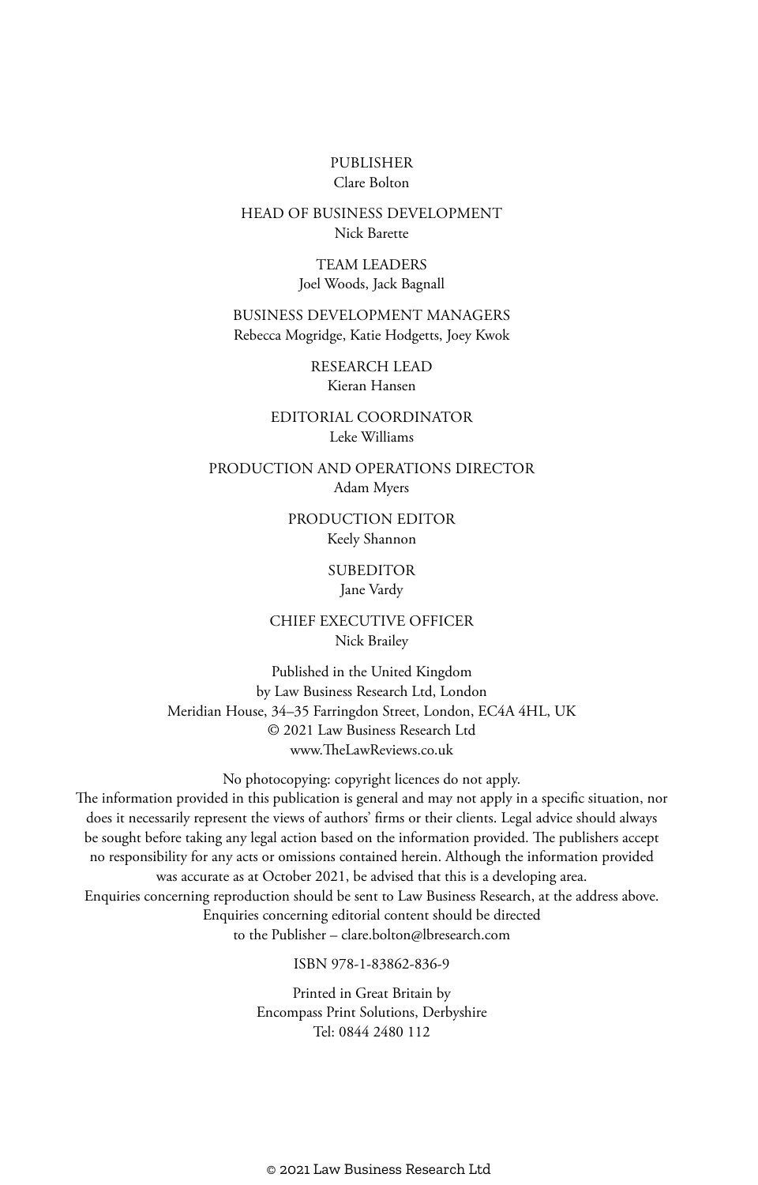PUBLISHER
Clare Bolton

HEAD OF BUSINESS DEVELOPMENT
Nick Barette

TEAM LEADERS
Joel Woods, Jack Bagnall

BUSINESS DEVELOPMENT MANAGERS
Rebecca Mogridge, Katie Hodgetts, Joey Kwok

RESEARCH LEAD
Kieran Hansen

EDITORIAL COORDINATOR
Leke Williams

PRODUCTION AND OPERATIONS DIRECTOR
Adam Myers

PRODUCTION EDITOR
Keely Shannon

SUBEDITOR
Jane Vardy

CHIEF EXECUTIVE OFFICER
Nick Brailey

Published in the United Kingdom
by Law Business Research Ltd, London
Meridian House, 34–35 Farringdon Street, London, EC4A 4HL, UK
© 2021 Law Business Research Ltd
www.TheLawReviews.co.uk

No photocopying: copyright licences do not apply.
The information provided in this publication is general and may not apply in a specific situation, nor does it necessarily represent the views of authors' firms or their clients. Legal advice should always be sought before taking any legal action based on the information provided. The publishers accept no responsibility for any acts or omissions contained herein. Although the information provided was accurate as at October 2021, be advised that this is a developing area.
Enquiries concerning reproduction should be sent to Law Business Research, at the address above.
Enquiries concerning editorial content should be directed
to the Publisher – clare.bolton@lbresearch.com

ISBN 978-1-83862-836-9

Printed in Great Britain by
Encompass Print Solutions, Derbyshire
Tel: 0844 2480 112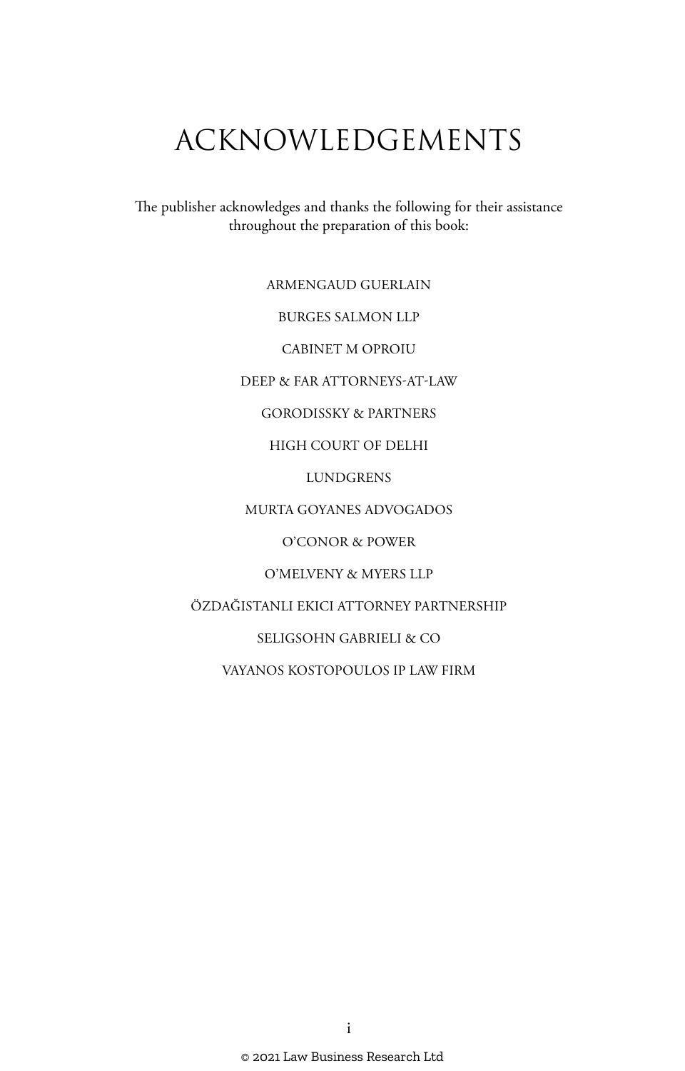# ACKNOWLEDGEMENTS

The publisher acknowledges and thanks the following for their assistance throughout the preparation of this book:

ARMENGAUD GUERLAIN

BURGES SALMON LLP

CABINET M OPROIU

DEEP & FAR ATTORNEYS-AT-LAW

GORODISSKY & PARTNERS

HIGH COURT OF DELHI

LUNDGRENS

MURTA GOYANES ADVOGADOS

O'CONOR & POWER

O'MELVENY & MYERS LLP

ÖZDAĞISTANLI EKICI ATTORNEY PARTNERSHIP

SELIGSOHN GABRIELI & CO

VAYANOS KOSTOPOULOS IP LAW FIRM

© 2021 Law Business Research Ltd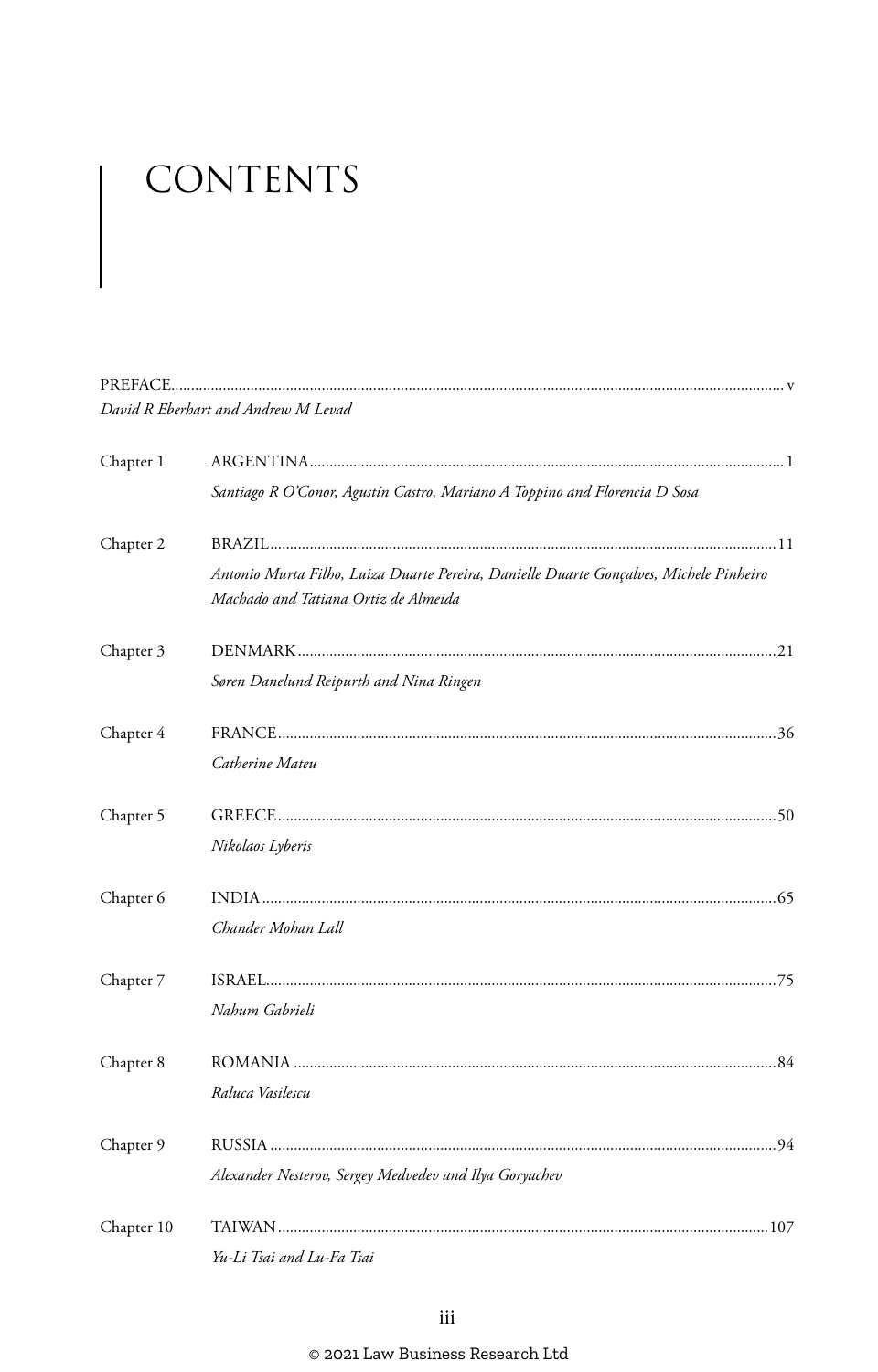# CONTENTS

PREFACE......................................................................................................................................... v

*David R Eberhart and Andrew M Levad*

Chapter 1 ARGENTINA...................................................................................................................... 1

*Santiago R O'Conor, Agustín Castro, Mariano A Toppino and Florencia D Sosa*

Chapter 2 BRAZIL.............................................................................................................................. 11

*Antonio Murta Filho, Luiza Duarte Pereira, Danielle Duarte Gonçalves, Michele Pinheiro Machado and Tatiana Ortiz de Almeida*

Chapter 3 DENMARK....................................................................................................................... 21

*Søren Danelund Reipurth and Nina Ringen*

Chapter 4 FRANCE............................................................................................................................ 36

*Catherine Mateu*

Chapter 5 GREECE............................................................................................................................ 50

*Nikolaos Lyberis*

Chapter 6 INDIA................................................................................................................................ 65

*Chander Mohan Lall*

Chapter 7 ISRAEL.............................................................................................................................. 75

*Nahum Gabrieli*

Chapter 8 ROMANIA ........................................................................................................................ 84

*Raluca Vasilescu*

Chapter 9 RUSSIA .............................................................................................................................. 94

*Alexander Nesterov, Sergey Medvedev and Ilya Goryachev*

Chapter 10 TAIWAN.......................................................................................................................... 107

*Yu-Li Tsai and Lu-Fa Tsai*

© 2021 Law Business Research Ltd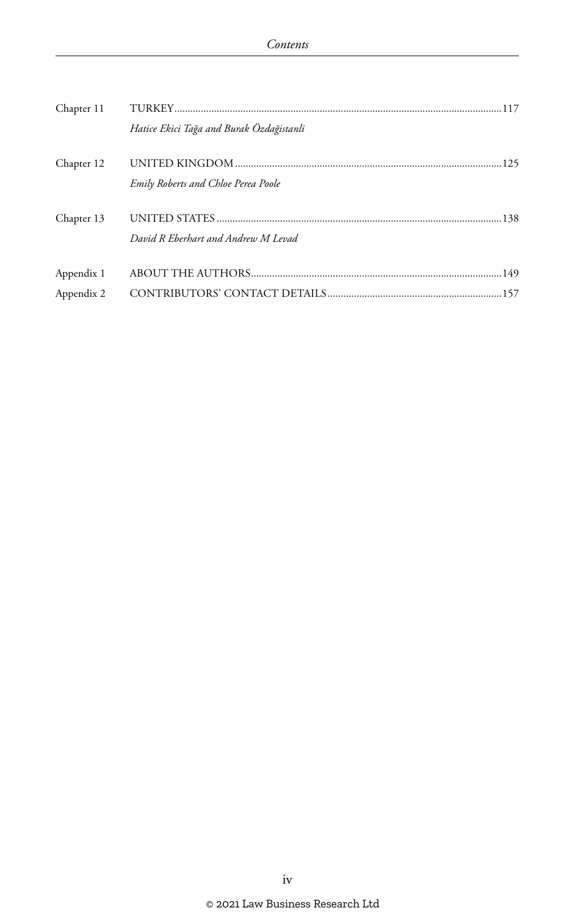| | | |
|---|---|---|
| Chapter 11 | TURKEY | 117 |
| | *Hatice Ekici Tağa and Burak Özdağistanli* | |
| Chapter 12 | UNITED KINGDOM | 125 |
| | *Emily Roberts and Chloe Perea Poole* | |
| Chapter 13 | UNITED STATES | 138 |
| | *David R Eberhart and Andrew M Levad* | |
| Appendix 1 | ABOUT THE AUTHORS | 149 |
| Appendix 2 | CONTRIBUTORS' CONTACT DETAILS | 157 |

© 2021 Law Business Research Ltd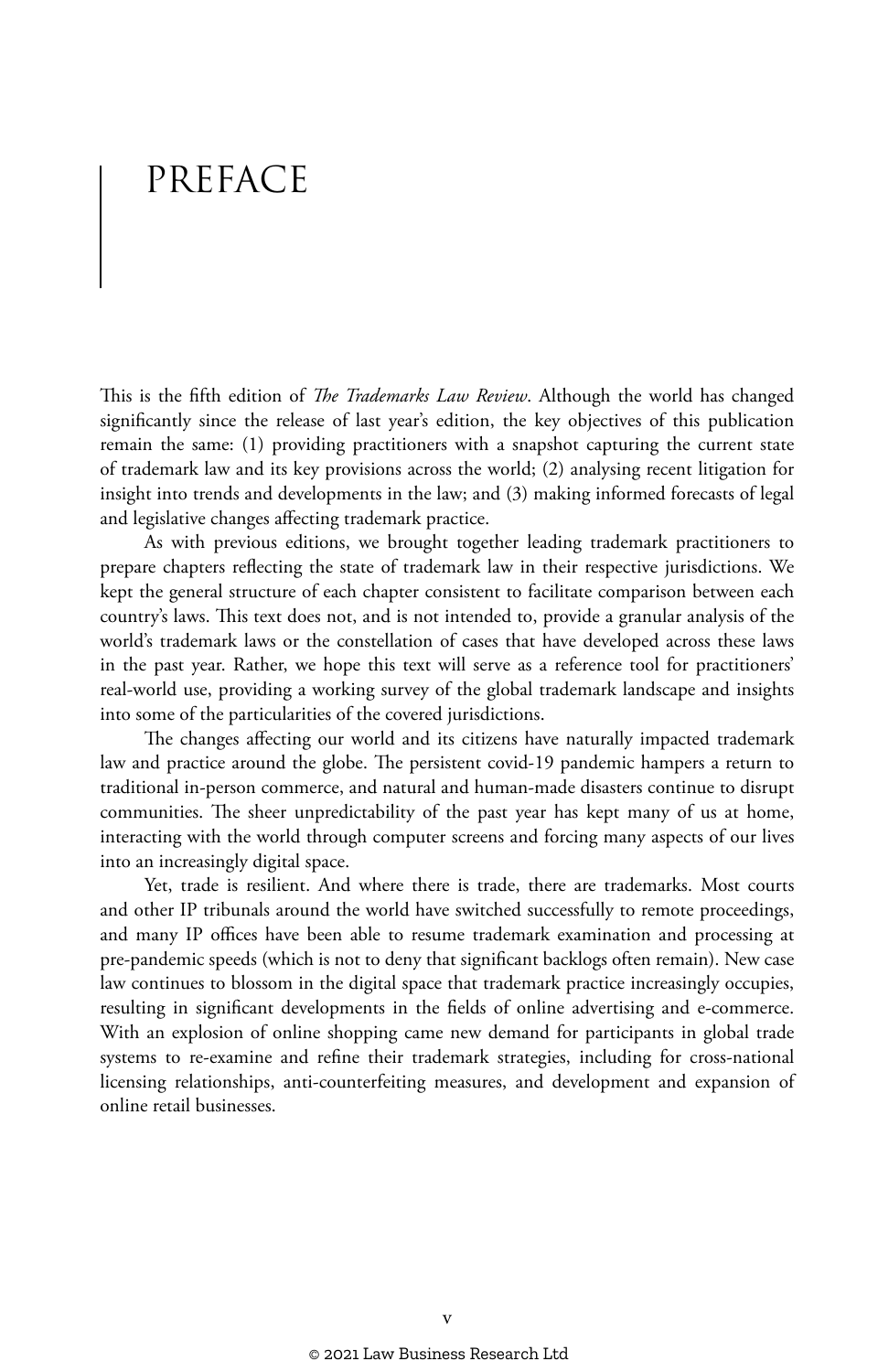# PREFACE

This is the fifth edition of *The Trademarks Law Review*. Although the world has changed significantly since the release of last year's edition, the key objectives of this publication remain the same: (1) providing practitioners with a snapshot capturing the current state of trademark law and its key provisions across the world; (2) analysing recent litigation for insight into trends and developments in the law; and (3) making informed forecasts of legal and legislative changes affecting trademark practice.

As with previous editions, we brought together leading trademark practitioners to prepare chapters reflecting the state of trademark law in their respective jurisdictions. We kept the general structure of each chapter consistent to facilitate comparison between each country's laws. This text does not, and is not intended to, provide a granular analysis of the world's trademark laws or the constellation of cases that have developed across these laws in the past year. Rather, we hope this text will serve as a reference tool for practitioners' real-world use, providing a working survey of the global trademark landscape and insights into some of the particularities of the covered jurisdictions.

The changes affecting our world and its citizens have naturally impacted trademark law and practice around the globe. The persistent covid-19 pandemic hampers a return to traditional in-person commerce, and natural and human-made disasters continue to disrupt communities. The sheer unpredictability of the past year has kept many of us at home, interacting with the world through computer screens and forcing many aspects of our lives into an increasingly digital space.

Yet, trade is resilient. And where there is trade, there are trademarks. Most courts and other IP tribunals around the world have switched successfully to remote proceedings, and many IP offices have been able to resume trademark examination and processing at pre-pandemic speeds (which is not to deny that significant backlogs often remain). New case law continues to blossom in the digital space that trademark practice increasingly occupies, resulting in significant developments in the fields of online advertising and e-commerce. With an explosion of online shopping came new demand for participants in global trade systems to re-examine and refine their trademark strategies, including for cross-national licensing relationships, anti-counterfeiting measures, and development and expansion of online retail businesses.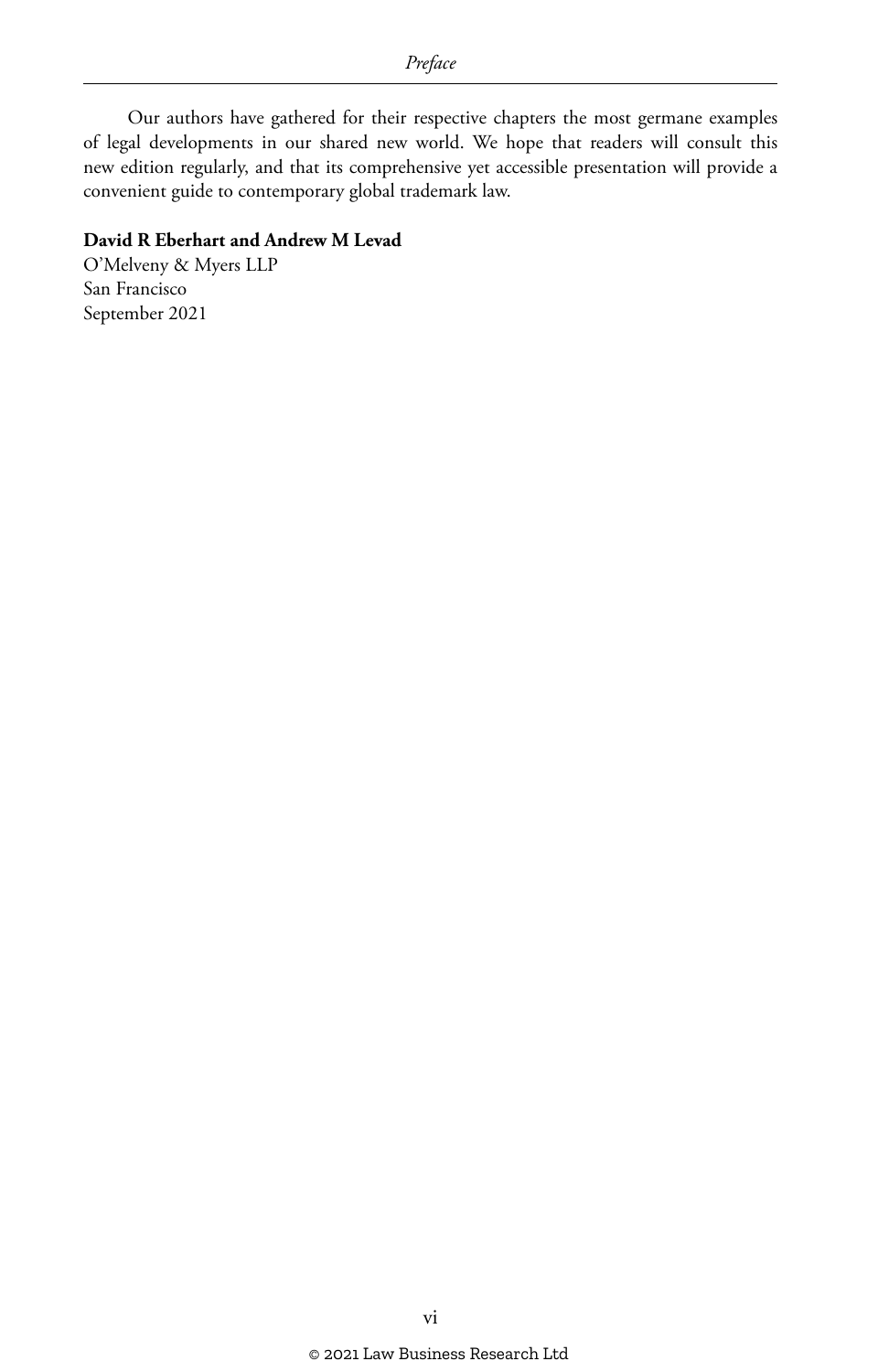Our authors have gathered for their respective chapters the most germane examples of legal developments in our shared new world. We hope that readers will consult this new edition regularly, and that its comprehensive yet accessible presentation will provide a convenient guide to contemporary global trademark law.

**David R Eberhart and Andrew M Levad**
O'Melveny & Myers LLP
San Francisco
September 2021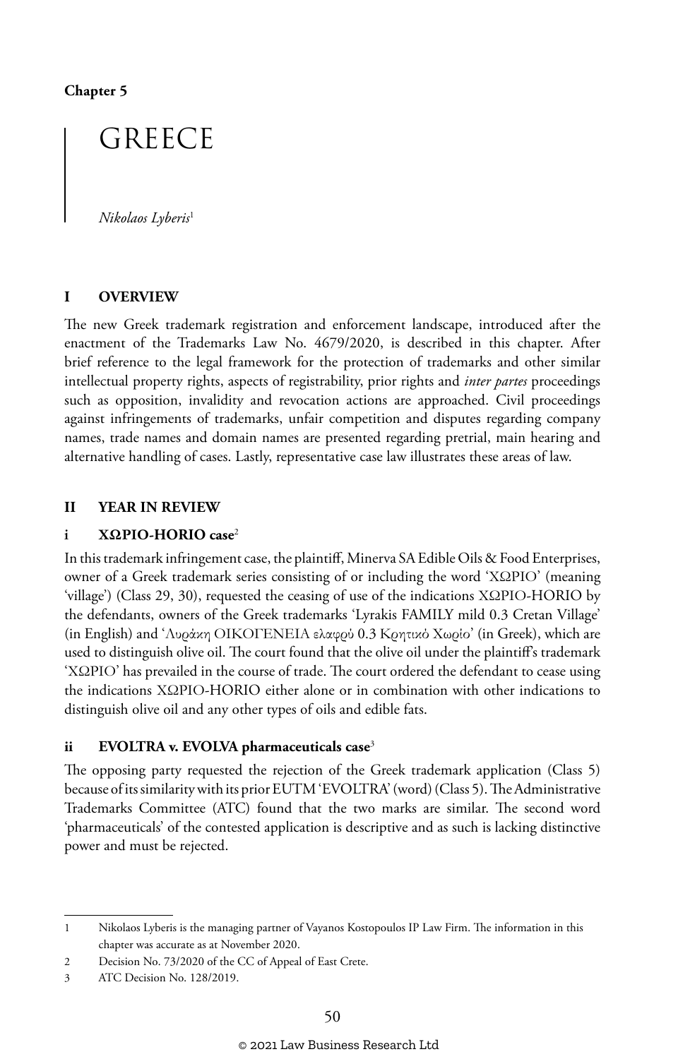**Chapter 5**

# GREECE

*Nikolaos Lyberis*[1]

## I OVERVIEW

The new Greek trademark registration and enforcement landscape, introduced after the enactment of the Trademarks Law No. 4679/2020, is described in this chapter. After brief reference to the legal framework for the protection of trademarks and other similar intellectual property rights, aspects of registrability, prior rights and *inter partes* proceedings such as opposition, invalidity and revocation actions are approached. Civil proceedings against infringements of trademarks, unfair competition and disputes regarding company names, trade names and domain names are presented regarding pretrial, main hearing and alternative handling of cases. Lastly, representative case law illustrates these areas of law.

## II YEAR IN REVIEW

### i ΧΩΡΙΟ-HORIO case[2]

In this trademark infringement case, the plaintiff, Minerva SA Edible Oils & Food Enterprises, owner of a Greek trademark series consisting of or including the word 'ΧΩΡΙΟ' (meaning 'village') (Class 29, 30), requested the ceasing of use of the indications ΧΩΡΙΟ-HORIO by the defendants, owners of the Greek trademarks 'Lyrakis FAMILY mild 0.3 Cretan Village' (in English) and 'Λυράκη ΟΙΚΟΓΕΝΕΙΑ ελαφρύ 0.3 Κρητικό Χωρίο' (in Greek), which are used to distinguish olive oil. The court found that the olive oil under the plaintiff's trademark 'ΧΩΡΙΟ' has prevailed in the course of trade. The court ordered the defendant to cease using the indications ΧΩΡΙΟ-HORIO either alone or in combination with other indications to distinguish olive oil and any other types of oils and edible fats.

### ii EVOLTRA v. EVOLVA pharmaceuticals case[3]

The opposing party requested the rejection of the Greek trademark application (Class 5) because of its similarity with its prior EUTM 'EVOLTRA' (word) (Class 5). The Administrative Trademarks Committee (ATC) found that the two marks are similar. The second word 'pharmaceuticals' of the contested application is descriptive and as such is lacking distinctive power and must be rejected.

---

1 Nikolaos Lyberis is the managing partner of Vayanos Kostopoulos IP Law Firm. The information in this chapter was accurate as at November 2020.

2 Decision No. 73/2020 of the CC of Appeal of East Crete.

3 ATC Decision No. 128/2019.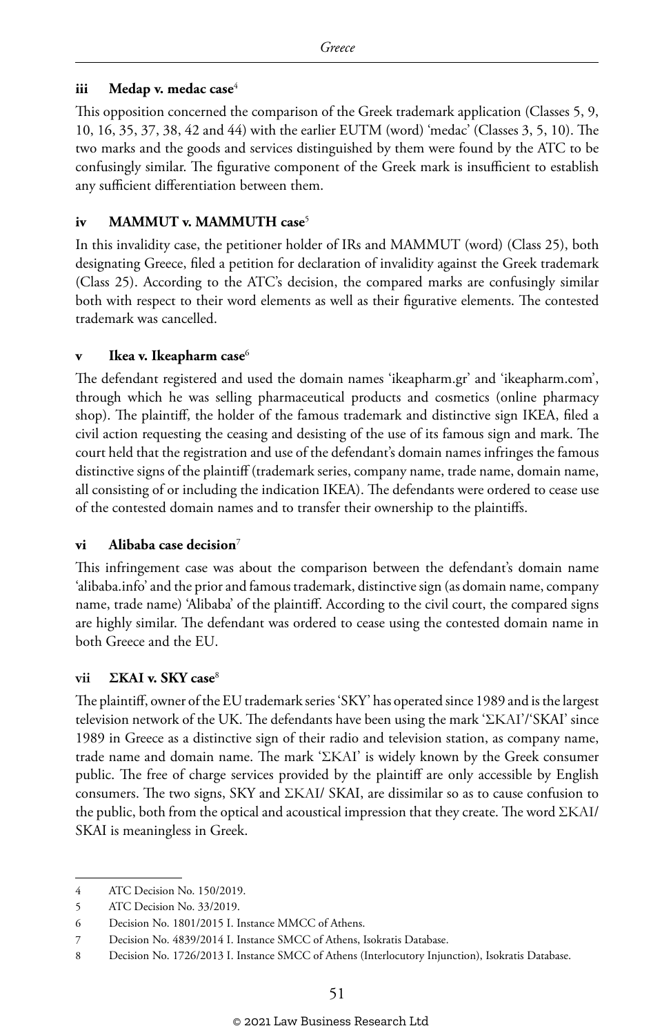### iii Medap v. medac case[4]

This opposition concerned the comparison of the Greek trademark application (Classes 5, 9, 10, 16, 35, 37, 38, 42 and 44) with the earlier EUTM (word) 'medac' (Classes 3, 5, 10). The two marks and the goods and services distinguished by them were found by the ATC to be confusingly similar. The figurative component of the Greek mark is insufficient to establish any sufficient differentiation between them.

### iv MAMMUT v. MAMMUTH case[5]

In this invalidity case, the petitioner holder of IRs and MAMMUT (word) (Class 25), both designating Greece, filed a petition for declaration of invalidity against the Greek trademark (Class 25). According to the ATC's decision, the compared marks are confusingly similar both with respect to their word elements as well as their figurative elements. The contested trademark was cancelled.

### v Ikea v. Ikeapharm case[6]

The defendant registered and used the domain names 'ikeapharm.gr' and 'ikeapharm.com', through which he was selling pharmaceutical products and cosmetics (online pharmacy shop). The plaintiff, the holder of the famous trademark and distinctive sign IKEA, filed a civil action requesting the ceasing and desisting of the use of its famous sign and mark. The court held that the registration and use of the defendant's domain names infringes the famous distinctive signs of the plaintiff (trademark series, company name, trade name, domain name, all consisting of or including the indication IKEA). The defendants were ordered to cease use of the contested domain names and to transfer their ownership to the plaintiffs.

### vi Alibaba case decision[7]

This infringement case was about the comparison between the defendant's domain name 'alibaba.info' and the prior and famous trademark, distinctive sign (as domain name, company name, trade name) 'Alibaba' of the plaintiff. According to the civil court, the compared signs are highly similar. The defendant was ordered to cease using the contested domain name in both Greece and the EU.

### vii ΣKAI v. SKY case[8]

The plaintiff, owner of the EU trademark series 'SKY' has operated since 1989 and is the largest television network of the UK. The defendants have been using the mark 'ΣKAI'/'SKAI' since 1989 in Greece as a distinctive sign of their radio and television station, as company name, trade name and domain name. The mark 'ΣKAI' is widely known by the Greek consumer public. The free of charge services provided by the plaintiff are only accessible by English consumers. The two signs, SKY and ΣKAI/ SKAI, are dissimilar so as to cause confusion to the public, both from the optical and acoustical impression that they create. The word ΣKAI/ SKAI is meaningless in Greek.

---

4 ATC Decision No. 150/2019.

5 ATC Decision No. 33/2019.

6 Decision No. 1801/2015 I. Instance MMCC of Athens.

7 Decision No. 4839/2014 I. Instance SMCC of Athens, Isokratis Database.

8 Decision No. 1726/2013 I. Instance SMCC of Athens (Interlocutory Injunction), Isokratis Database.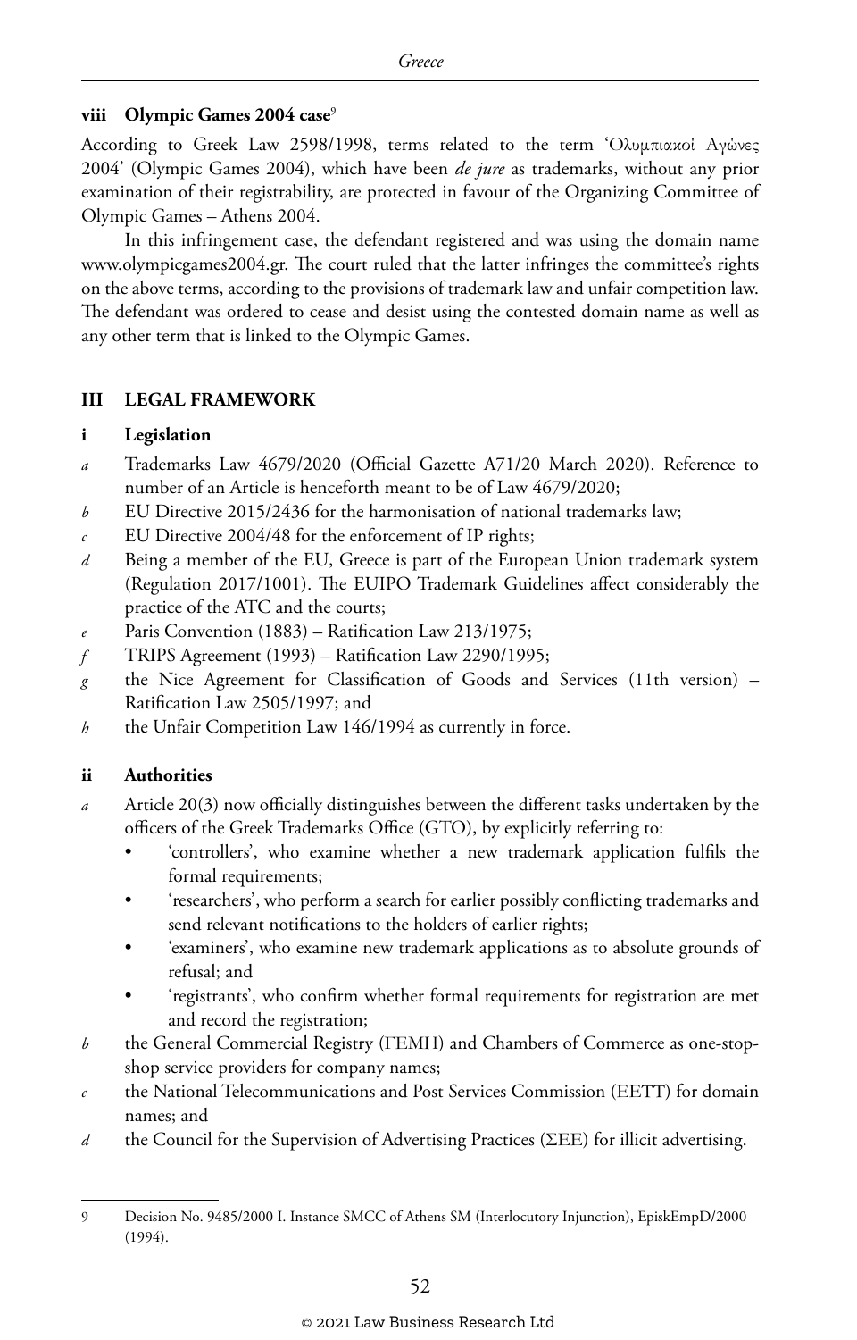#### viii Olympic Games 2004 case[9]

According to Greek Law 2598/1998, terms related to the term 'Ολυμπιακοί Αγώνες 2004' (Olympic Games 2004), which have been *de jure* as trademarks, without any prior examination of their registrability, are protected in favour of the Organizing Committee of Olympic Games – Athens 2004.

In this infringement case, the defendant registered and was using the domain name www.olympicgames2004.gr. The court ruled that the latter infringes the committee's rights on the above terms, according to the provisions of trademark law and unfair competition law. The defendant was ordered to cease and desist using the contested domain name as well as any other term that is linked to the Olympic Games.

## III LEGAL FRAMEWORK

### i Legislation

*a* Trademarks Law 4679/2020 (Official Gazette A71/20 March 2020). Reference to number of an Article is henceforth meant to be of Law 4679/2020;

*b* EU Directive 2015/2436 for the harmonisation of national trademarks law;

*c* EU Directive 2004/48 for the enforcement of IP rights;

*d* Being a member of the EU, Greece is part of the European Union trademark system (Regulation 2017/1001). The EUIPO Trademark Guidelines affect considerably the practice of the ATC and the courts;

*e* Paris Convention (1883) – Ratification Law 213/1975;

*f* TRIPS Agreement (1993) – Ratification Law 2290/1995;

*g* the Nice Agreement for Classification of Goods and Services (11th version) – Ratification Law 2505/1997; and

*h* the Unfair Competition Law 146/1994 as currently in force.

### ii Authorities

*a* Article 20(3) now officially distinguishes between the different tasks undertaken by the officers of the Greek Trademarks Office (GTO), by explicitly referring to:
- 'controllers', who examine whether a new trademark application fulfils the formal requirements;
- 'researchers', who perform a search for earlier possibly conflicting trademarks and send relevant notifications to the holders of earlier rights;
- 'examiners', who examine new trademark applications as to absolute grounds of refusal; and
- 'registrants', who confirm whether formal requirements for registration are met and record the registration;

*b* the General Commercial Registry (ΓΕΜΗ) and Chambers of Commerce as one-stop-shop service providers for company names;

*c* the National Telecommunications and Post Services Commission (EETT) for domain names; and

*d* the Council for the Supervision of Advertising Practices (ΣΕΕ) for illicit advertising.

---

9 Decision No. 9485/2000 I. Instance SMCC of Athens SM (Interlocutory Injunction), EpiskEmpD/2000 (1994).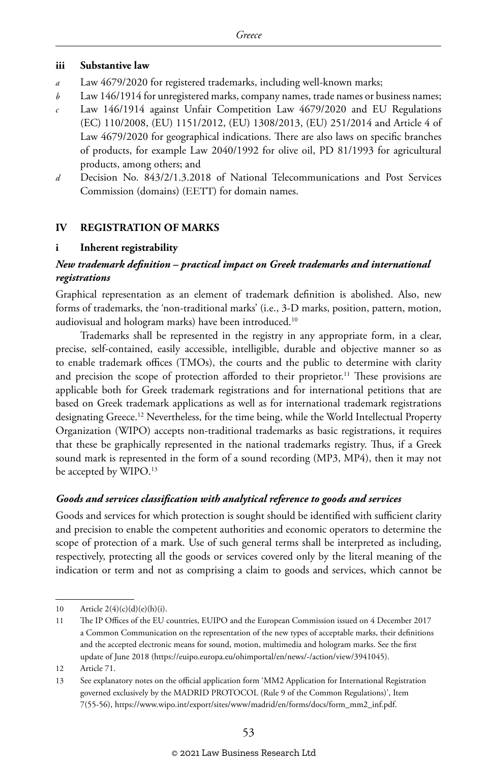### iii Substantive law

- *a* Law 4679/2020 for registered trademarks, including well-known marks;
- *b* Law 146/1914 for unregistered marks, company names, trade names or business names;
- *c* Law 146/1914 against Unfair Competition Law 4679/2020 and EU Regulations (EC) 110/2008, (EU) 1151/2012, (EU) 1308/2013, (EU) 251/2014 and Article 4 of Law 4679/2020 for geographical indications. There are also laws on specific branches of products, for example Law 2040/1992 for olive oil, PD 81/1993 for agricultural products, among others; and
- *d* Decision No. 843/2/1.3.2018 of National Telecommunications and Post Services Commission (domains) (EETT) for domain names.

## IV REGISTRATION OF MARKS

### i Inherent registrability

#### *New trademark definition – practical impact on Greek trademarks and international registrations*

Graphical representation as an element of trademark definition is abolished. Also, new forms of trademarks, the 'non-traditional marks' (i.e., 3-D marks, position, pattern, motion, audiovisual and hologram marks) have been introduced.[10]

Trademarks shall be represented in the registry in any appropriate form, in a clear, precise, self-contained, easily accessible, intelligible, durable and objective manner so as to enable trademark offices (TMOs), the courts and the public to determine with clarity and precision the scope of protection afforded to their proprietor.[11] These provisions are applicable both for Greek trademark registrations and for international petitions that are based on Greek trademark applications as well as for international trademark registrations designating Greece.[12] Nevertheless, for the time being, while the World Intellectual Property Organization (WIPO) accepts non-traditional trademarks as basic registrations, it requires that these be graphically represented in the national trademarks registry. Thus, if a Greek sound mark is represented in the form of a sound recording (MP3, MP4), then it may not be accepted by WIPO.[13]

#### *Goods and services classification with analytical reference to goods and services*

Goods and services for which protection is sought should be identified with sufficient clarity and precision to enable the competent authorities and economic operators to determine the scope of protection of a mark. Use of such general terms shall be interpreted as including, respectively, protecting all the goods or services covered only by the literal meaning of the indication or term and not as comprising a claim to goods and services, which cannot be

---

10 Article 2(4)(c)(d)(e)(h)(i).

11 The IP Offices of the EU countries, EUIPO and the European Commission issued on 4 December 2017 a Common Communication on the representation of the new types of acceptable marks, their definitions and the accepted electronic means for sound, motion, multimedia and hologram marks. See the first update of June 2018 (https://euipo.europa.eu/ohimportal/en/news/-/action/view/3941045).

12 Article 71.

13 See explanatory notes on the official application form 'MM2 Application for International Registration governed exclusively by the MADRID PROTOCOL (Rule 9 of the Common Regulations)', Item 7(55-56), https://www.wipo.int/export/sites/www/madrid/en/forms/docs/form_mm2_inf.pdf.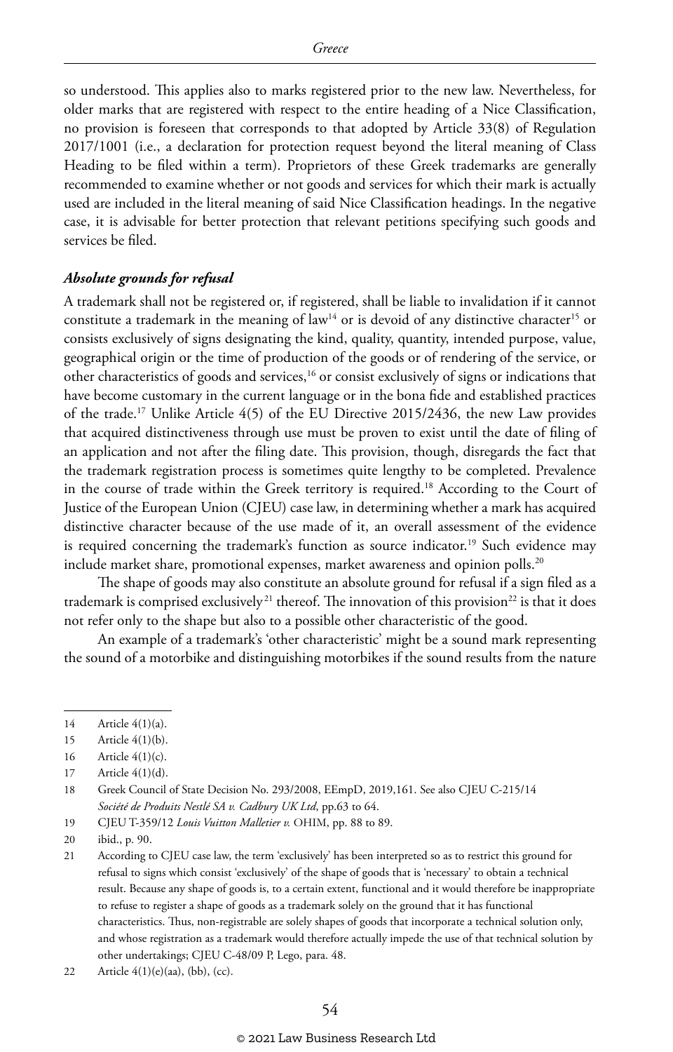so understood. This applies also to marks registered prior to the new law. Nevertheless, for older marks that are registered with respect to the entire heading of a Nice Classification, no provision is foreseen that corresponds to that adopted by Article 33(8) of Regulation 2017/1001 (i.e., a declaration for protection request beyond the literal meaning of Class Heading to be filed within a term). Proprietors of these Greek trademarks are generally recommended to examine whether or not goods and services for which their mark is actually used are included in the literal meaning of said Nice Classification headings. In the negative case, it is advisable for better protection that relevant petitions specifying such goods and services be filed.

### *Absolute grounds for refusal*

A trademark shall not be registered or, if registered, shall be liable to invalidation if it cannot constitute a trademark in the meaning of law[14] or is devoid of any distinctive character[15] or consists exclusively of signs designating the kind, quality, quantity, intended purpose, value, geographical origin or the time of production of the goods or of rendering of the service, or other characteristics of goods and services,[16] or consist exclusively of signs or indications that have become customary in the current language or in the bona fide and established practices of the trade.[17] Unlike Article 4(5) of the EU Directive 2015/2436, the new Law provides that acquired distinctiveness through use must be proven to exist until the date of filing of an application and not after the filing date. This provision, though, disregards the fact that the trademark registration process is sometimes quite lengthy to be completed. Prevalence in the course of trade within the Greek territory is required.[18] According to the Court of Justice of the European Union (CJEU) case law, in determining whether a mark has acquired distinctive character because of the use made of it, an overall assessment of the evidence is required concerning the trademark's function as source indicator.[19] Such evidence may include market share, promotional expenses, market awareness and opinion polls.[20]

The shape of goods may also constitute an absolute ground for refusal if a sign filed as a trademark is comprised exclusively[21] thereof. The innovation of this provision[22] is that it does not refer only to the shape but also to a possible other characteristic of the good.

An example of a trademark's 'other characteristic' might be a sound mark representing the sound of a motorbike and distinguishing motorbikes if the sound results from the nature

---

14 Article 4(1)(a).

15 Article 4(1)(b).

16 Article 4(1)(c).

17 Article 4(1)(d).

18 Greek Council of State Decision No. 293/2008, EEmpD, 2019,161. See also CJEU C-215/14 *Société de Produits Nestlé SA v. Cadbury UK Ltd*, pp.63 to 64.

19 CJEU T-359/12 *Louis Vuitton Malletier v.* OHIM, pp. 88 to 89.

20 ibid., p. 90.

21 According to CJEU case law, the term 'exclusively' has been interpreted so as to restrict this ground for refusal to signs which consist 'exclusively' of the shape of goods that is 'necessary' to obtain a technical result. Because any shape of goods is, to a certain extent, functional and it would therefore be inappropriate to refuse to register a shape of goods as a trademark solely on the ground that it has functional characteristics. Thus, non-registrable are solely shapes of goods that incorporate a technical solution only, and whose registration as a trademark would therefore actually impede the use of that technical solution by other undertakings; CJEU C-48/09 P, Lego, para. 48.

22 Article 4(1)(e)(aa), (bb), (cc).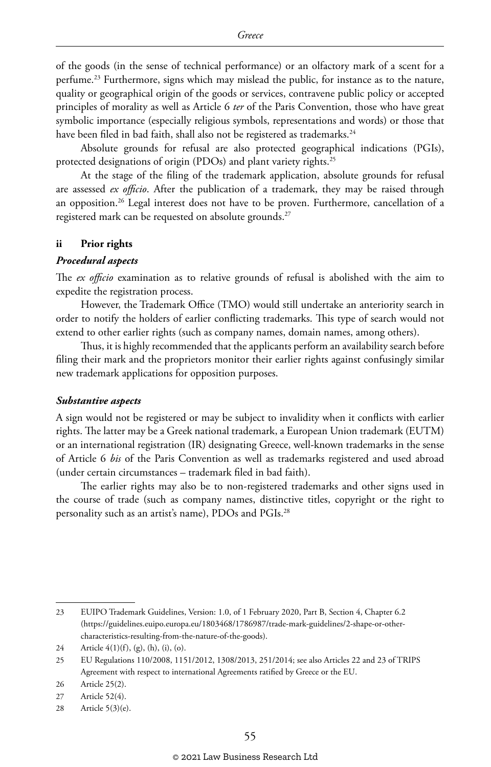of the goods (in the sense of technical performance) or an olfactory mark of a scent for a perfume.[23] Furthermore, signs which may mislead the public, for instance as to the nature, quality or geographical origin of the goods or services, contravene public policy or accepted principles of morality as well as Article 6 *ter* of the Paris Convention, those who have great symbolic importance (especially religious symbols, representations and words) or those that have been filed in bad faith, shall also not be registered as trademarks.[24]

Absolute grounds for refusal are also protected geographical indications (PGIs), protected designations of origin (PDOs) and plant variety rights.[25]

At the stage of the filing of the trademark application, absolute grounds for refusal are assessed *ex officio*. After the publication of a trademark, they may be raised through an opposition.[26] Legal interest does not have to be proven. Furthermore, cancellation of a registered mark can be requested on absolute grounds.[27]

### ii Prior rights

#### *Procedural aspects*

The *ex officio* examination as to relative grounds of refusal is abolished with the aim to expedite the registration process.

However, the Trademark Office (TMO) would still undertake an anteriority search in order to notify the holders of earlier conflicting trademarks. This type of search would not extend to other earlier rights (such as company names, domain names, among others).

Thus, it is highly recommended that the applicants perform an availability search before filing their mark and the proprietors monitor their earlier rights against confusingly similar new trademark applications for opposition purposes.

#### *Substantive aspects*

A sign would not be registered or may be subject to invalidity when it conflicts with earlier rights. The latter may be a Greek national trademark, a European Union trademark (EUTM) or an international registration (IR) designating Greece, well-known trademarks in the sense of Article 6 *bis* of the Paris Convention as well as trademarks registered and used abroad (under certain circumstances – trademark filed in bad faith).

The earlier rights may also be to non-registered trademarks and other signs used in the course of trade (such as company names, distinctive titles, copyright or the right to personality such as an artist's name), PDOs and PGIs.[28]

---

23 EUIPO Trademark Guidelines, Version: 1.0, of 1 February 2020, Part B, Section 4, Chapter 6.2 (https://guidelines.euipo.europa.eu/1803468/1786987/trade-mark-guidelines/2-shape-or-other-characteristics-resulting-from-the-nature-of-the-goods).

24 Article 4(1)(f), (g), (h), (i), (o).

25 EU Regulations 110/2008, 1151/2012, 1308/2013, 251/2014; see also Articles 22 and 23 of TRIPS Agreement with respect to international Agreements ratified by Greece or the EU.

26 Article 25(2).

27 Article 52(4).

28 Article 5(3)(e).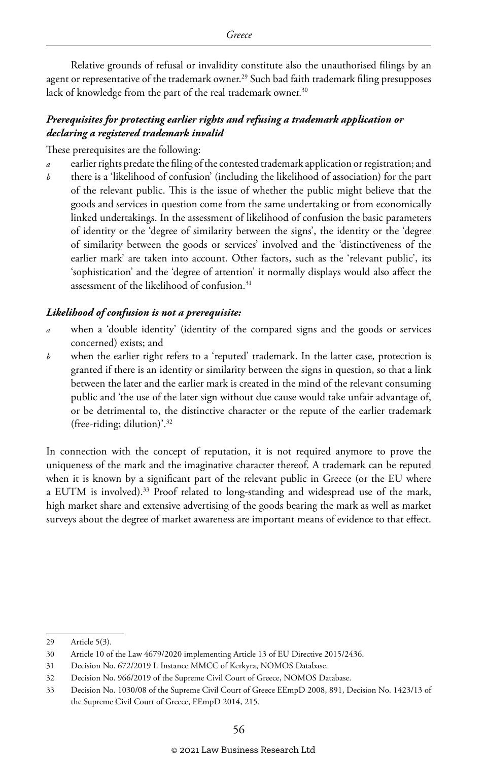Relative grounds of refusal or invalidity constitute also the unauthorised filings by an agent or representative of the trademark owner.[29] Such bad faith trademark filing presupposes lack of knowledge from the part of the real trademark owner.[30]

### *Prerequisites for protecting earlier rights and refusing a trademark application or declaring a registered trademark invalid*

These prerequisites are the following:

- *a* earlier rights predate the filing of the contested trademark application or registration; and
- *b* there is a 'likelihood of confusion' (including the likelihood of association) for the part of the relevant public. This is the issue of whether the public might believe that the goods and services in question come from the same undertaking or from economically linked undertakings. In the assessment of likelihood of confusion the basic parameters of identity or the 'degree of similarity between the signs', the identity or the 'degree of similarity between the goods or services' involved and the 'distinctiveness of the earlier mark' are taken into account. Other factors, such as the 'relevant public', its 'sophistication' and the 'degree of attention' it normally displays would also affect the assessment of the likelihood of confusion.[31]

### *Likelihood of confusion is not a prerequisite:*

- *a* when a 'double identity' (identity of the compared signs and the goods or services concerned) exists; and
- *b* when the earlier right refers to a 'reputed' trademark. In the latter case, protection is granted if there is an identity or similarity between the signs in question, so that a link between the later and the earlier mark is created in the mind of the relevant consuming public and 'the use of the later sign without due cause would take unfair advantage of, or be detrimental to, the distinctive character or the repute of the earlier trademark (free-riding; dilution)'.[32]

In connection with the concept of reputation, it is not required anymore to prove the uniqueness of the mark and the imaginative character thereof. A trademark can be reputed when it is known by a significant part of the relevant public in Greece (or the EU where a EUTM is involved).[33] Proof related to long-standing and widespread use of the mark, high market share and extensive advertising of the goods bearing the mark as well as market surveys about the degree of market awareness are important means of evidence to that effect.

---

29 Article 5(3).

30 Article 10 of the Law 4679/2020 implementing Article 13 of EU Directive 2015/2436.

31 Decision No. 672/2019 I. Instance MMCC of Kerkyra, NOMOS Database.

32 Decision No. 966/2019 of the Supreme Civil Court of Greece, NOMOS Database.

33 Decision No. 1030/08 of the Supreme Civil Court of Greece EEmpD 2008, 891, Decision No. 1423/13 of the Supreme Civil Court of Greece, EEmpD 2014, 215.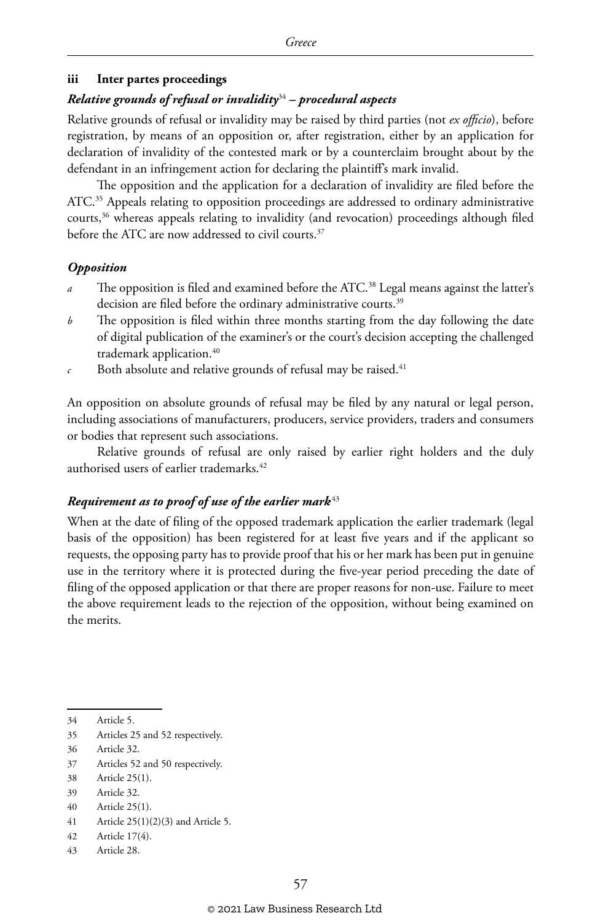### iii Inter partes proceedings

#### *Relative grounds of refusal or invalidity*[34] *– procedural aspects*

Relative grounds of refusal or invalidity may be raised by third parties (not *ex officio*), before registration, by means of an opposition or, after registration, either by an application for declaration of invalidity of the contested mark or by a counterclaim brought about by the defendant in an infringement action for declaring the plaintiff's mark invalid.

The opposition and the application for a declaration of invalidity are filed before the ATC.[35] Appeals relating to opposition proceedings are addressed to ordinary administrative courts,[36] whereas appeals relating to invalidity (and revocation) proceedings although filed before the ATC are now addressed to civil courts.[37]

#### *Opposition*

*a* The opposition is filed and examined before the ATC.[38] Legal means against the latter's decision are filed before the ordinary administrative courts.[39]

*b* The opposition is filed within three months starting from the day following the date of digital publication of the examiner's or the court's decision accepting the challenged trademark application.[40]

*c* Both absolute and relative grounds of refusal may be raised.[41]

An opposition on absolute grounds of refusal may be filed by any natural or legal person, including associations of manufacturers, producers, service providers, traders and consumers or bodies that represent such associations.

Relative grounds of refusal are only raised by earlier right holders and the duly authorised users of earlier trademarks.[42]

#### *Requirement as to proof of use of the earlier mark*[43]

When at the date of filing of the opposed trademark application the earlier trademark (legal basis of the opposition) has been registered for at least five years and if the applicant so requests, the opposing party has to provide proof that his or her mark has been put in genuine use in the territory where it is protected during the five-year period preceding the date of filing of the opposed application or that there are proper reasons for non-use. Failure to meet the above requirement leads to the rejection of the opposition, without being examined on the merits.

---

34 Article 5.

35 Articles 25 and 52 respectively.

36 Article 32.

37 Articles 52 and 50 respectively.

38 Article 25(1).

39 Article 32.

40 Article 25(1).

41 Article 25(1)(2)(3) and Article 5.

42 Article 17(4).

43 Article 28.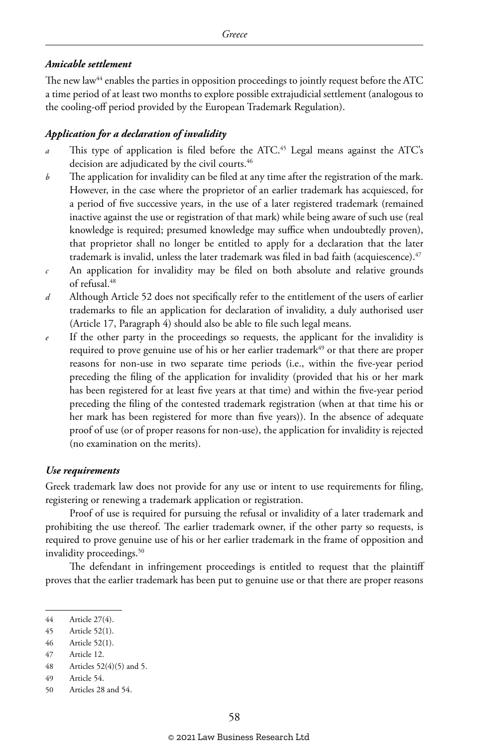#### *Amicable settlement*

The new law[44] enables the parties in opposition proceedings to jointly request before the ATC a time period of at least two months to explore possible extrajudicial settlement (analogous to the cooling-off period provided by the European Trademark Regulation).

#### *Application for a declaration of invalidity*

- *a* This type of application is filed before the ATC.[45] Legal means against the ATC's decision are adjudicated by the civil courts.[46]
- *b* The application for invalidity can be filed at any time after the registration of the mark. However, in the case where the proprietor of an earlier trademark has acquiesced, for a period of five successive years, in the use of a later registered trademark (remained inactive against the use or registration of that mark) while being aware of such use (real knowledge is required; presumed knowledge may suffice when undoubtedly proven), that proprietor shall no longer be entitled to apply for a declaration that the later trademark is invalid, unless the later trademark was filed in bad faith (acquiescence).[47]
- *c* An application for invalidity may be filed on both absolute and relative grounds of refusal.[48]
- *d* Although Article 52 does not specifically refer to the entitlement of the users of earlier trademarks to file an application for declaration of invalidity, a duly authorised user (Article 17, Paragraph 4) should also be able to file such legal means.
- *e* If the other party in the proceedings so requests, the applicant for the invalidity is required to prove genuine use of his or her earlier trademark[49] or that there are proper reasons for non-use in two separate time periods (i.e., within the five-year period preceding the filing of the application for invalidity (provided that his or her mark has been registered for at least five years at that time) and within the five-year period preceding the filing of the contested trademark registration (when at that time his or her mark has been registered for more than five years)). In the absence of adequate proof of use (or of proper reasons for non-use), the application for invalidity is rejected (no examination on the merits).

#### *Use requirements*

Greek trademark law does not provide for any use or intent to use requirements for filing, registering or renewing a trademark application or registration.

Proof of use is required for pursuing the refusal or invalidity of a later trademark and prohibiting the use thereof. The earlier trademark owner, if the other party so requests, is required to prove genuine use of his or her earlier trademark in the frame of opposition and invalidity proceedings.[50]

The defendant in infringement proceedings is entitled to request that the plaintiff proves that the earlier trademark has been put to genuine use or that there are proper reasons

---

44 Article 27(4).

45 Article 52(1).

46 Article 52(1).

47 Article 12.

48 Articles 52(4)(5) and 5.

49 Article 54.

50 Articles 28 and 54.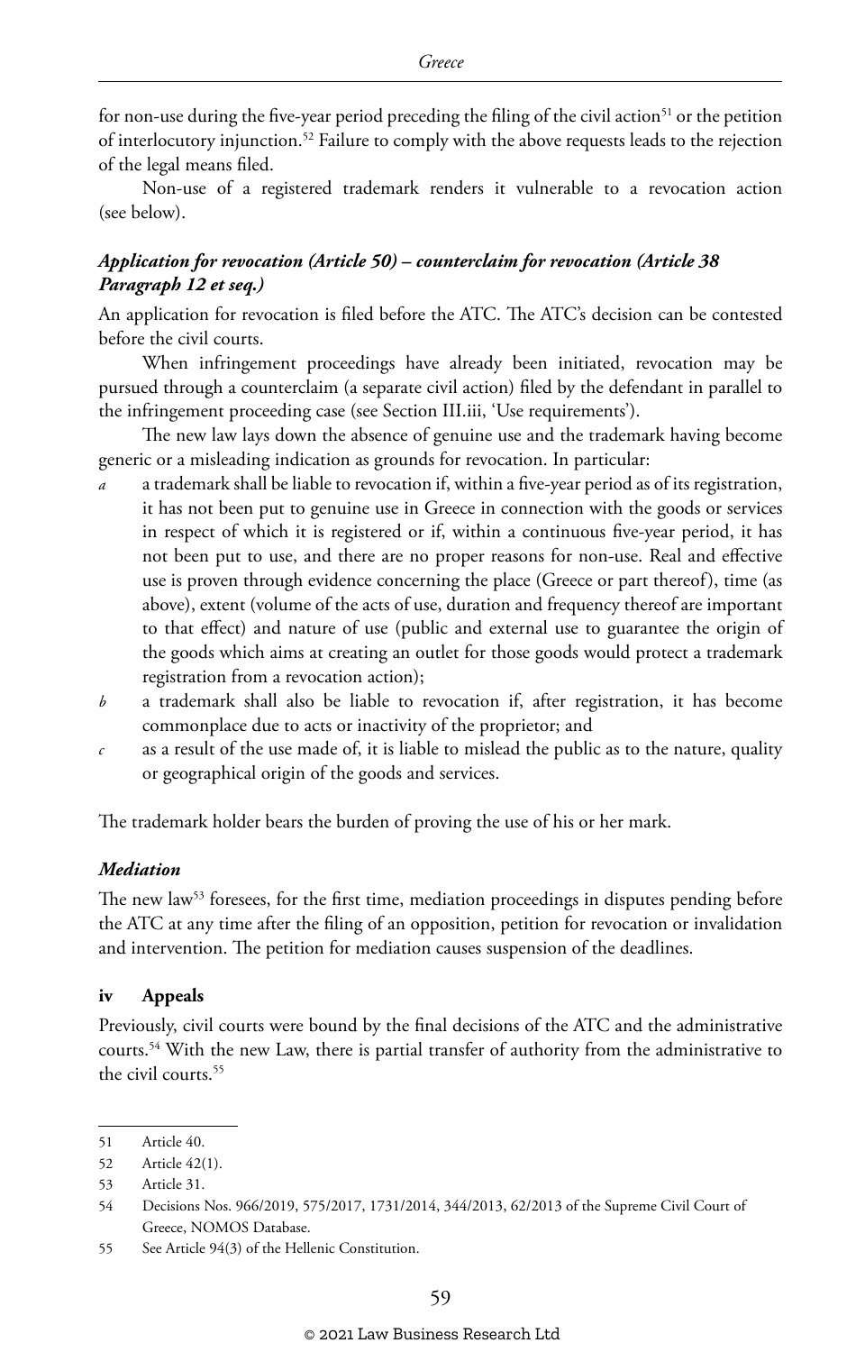for non-use during the five-year period preceding the filing of the civil action[51] or the petition of interlocutory injunction.[52] Failure to comply with the above requests leads to the rejection of the legal means filed.

Non-use of a registered trademark renders it vulnerable to a revocation action (see below).

***Application for revocation (Article 50) – counterclaim for revocation (Article 38 Paragraph 12 et seq.)***

An application for revocation is filed before the ATC. The ATC's decision can be contested before the civil courts.

When infringement proceedings have already been initiated, revocation may be pursued through a counterclaim (a separate civil action) filed by the defendant in parallel to the infringement proceeding case (see Section III.iii, 'Use requirements').

The new law lays down the absence of genuine use and the trademark having become generic or a misleading indication as grounds for revocation. In particular:

- *a* a trademark shall be liable to revocation if, within a five-year period as of its registration, it has not been put to genuine use in Greece in connection with the goods or services in respect of which it is registered or if, within a continuous five-year period, it has not been put to use, and there are no proper reasons for non-use. Real and effective use is proven through evidence concerning the place (Greece or part thereof), time (as above), extent (volume of the acts of use, duration and frequency thereof are important to that effect) and nature of use (public and external use to guarantee the origin of the goods which aims at creating an outlet for those goods would protect a trademark registration from a revocation action);
- *b* a trademark shall also be liable to revocation if, after registration, it has become commonplace due to acts or inactivity of the proprietor; and
- *c* as a result of the use made of, it is liable to mislead the public as to the nature, quality or geographical origin of the goods and services.

The trademark holder bears the burden of proving the use of his or her mark.

***Mediation***

The new law[53] foresees, for the first time, mediation proceedings in disputes pending before the ATC at any time after the filing of an opposition, petition for revocation or invalidation and intervention. The petition for mediation causes suspension of the deadlines.

**iv Appeals**

Previously, civil courts were bound by the final decisions of the ATC and the administrative courts.[54] With the new Law, there is partial transfer of authority from the administrative to the civil courts.[55]

---

51 Article 40.

52 Article 42(1).

53 Article 31.

54 Decisions Nos. 966/2019, 575/2017, 1731/2014, 344/2013, 62/2013 of the Supreme Civil Court of Greece, NOMOS Database.

55 See Article 94(3) of the Hellenic Constitution.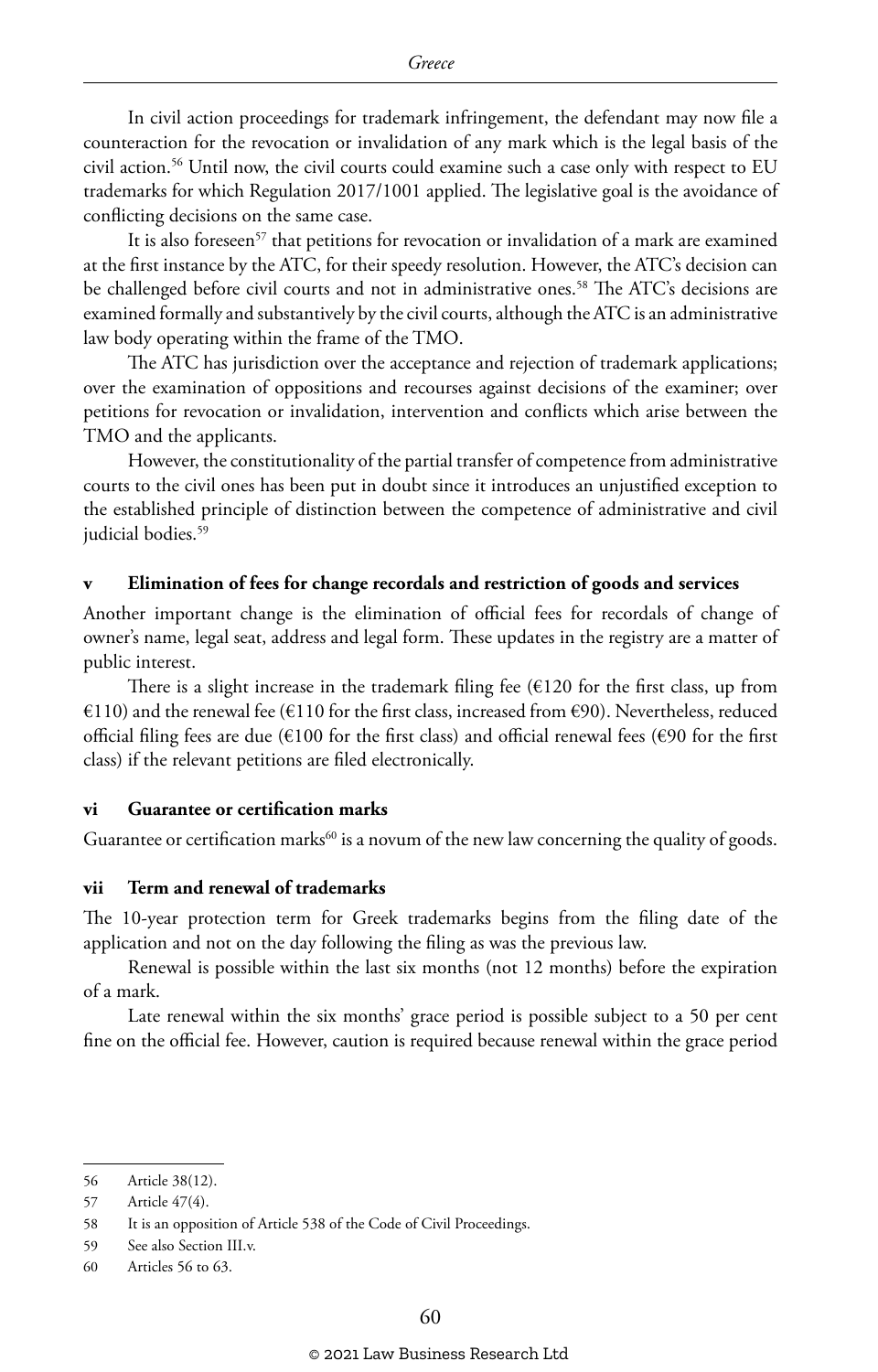In civil action proceedings for trademark infringement, the defendant may now file a counteraction for the revocation or invalidation of any mark which is the legal basis of the civil action.[56] Until now, the civil courts could examine such a case only with respect to EU trademarks for which Regulation 2017/1001 applied. The legislative goal is the avoidance of conflicting decisions on the same case.

It is also foreseen[57] that petitions for revocation or invalidation of a mark are examined at the first instance by the ATC, for their speedy resolution. However, the ATC's decision can be challenged before civil courts and not in administrative ones.[58] The ATC's decisions are examined formally and substantively by the civil courts, although the ATC is an administrative law body operating within the frame of the TMO.

The ATC has jurisdiction over the acceptance and rejection of trademark applications; over the examination of oppositions and recourses against decisions of the examiner; over petitions for revocation or invalidation, intervention and conflicts which arise between the TMO and the applicants.

However, the constitutionality of the partial transfer of competence from administrative courts to the civil ones has been put in doubt since it introduces an unjustified exception to the established principle of distinction between the competence of administrative and civil judicial bodies.[59]

### v Elimination of fees for change recordals and restriction of goods and services

Another important change is the elimination of official fees for recordals of change of owner's name, legal seat, address and legal form. These updates in the registry are a matter of public interest.

There is a slight increase in the trademark filing fee (€120 for the first class, up from €110) and the renewal fee (€110 for the first class, increased from €90). Nevertheless, reduced official filing fees are due (€100 for the first class) and official renewal fees (€90 for the first class) if the relevant petitions are filed electronically.

### vi Guarantee or certification marks

Guarantee or certification marks[60] is a novum of the new law concerning the quality of goods.

### vii Term and renewal of trademarks

The 10-year protection term for Greek trademarks begins from the filing date of the application and not on the day following the filing as was the previous law.

Renewal is possible within the last six months (not 12 months) before the expiration of a mark.

Late renewal within the six months' grace period is possible subject to a 50 per cent fine on the official fee. However, caution is required because renewal within the grace period

---

56 Article 38(12).

57 Article 47(4).

58 It is an opposition of Article 538 of the Code of Civil Proceedings.

59 See also Section III.v.

60 Articles 56 to 63.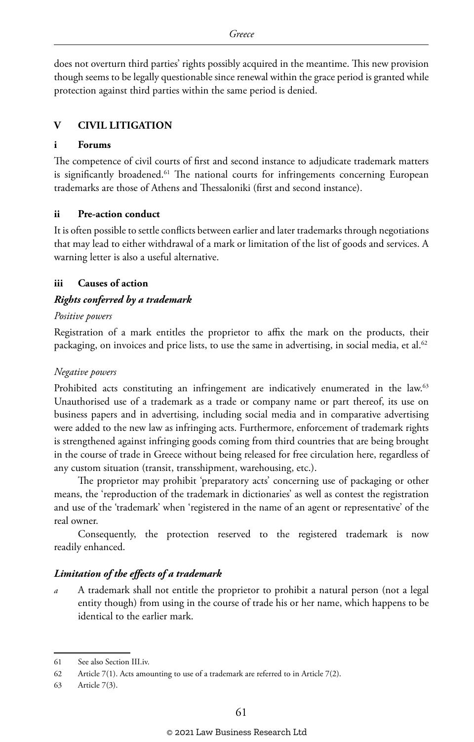does not overturn third parties' rights possibly acquired in the meantime. This new provision though seems to be legally questionable since renewal within the grace period is granted while protection against third parties within the same period is denied.

## V CIVIL LITIGATION

### i Forums

The competence of civil courts of first and second instance to adjudicate trademark matters is significantly broadened.[61] The national courts for infringements concerning European trademarks are those of Athens and Thessaloniki (first and second instance).

### ii Pre-action conduct

It is often possible to settle conflicts between earlier and later trademarks through negotiations that may lead to either withdrawal of a mark or limitation of the list of goods and services. A warning letter is also a useful alternative.

### iii Causes of action

#### *Rights conferred by a trademark*

*Positive powers*

Registration of a mark entitles the proprietor to affix the mark on the products, their packaging, on invoices and price lists, to use the same in advertising, in social media, et al.[62]

*Negative powers*

Prohibited acts constituting an infringement are indicatively enumerated in the law.[63] Unauthorised use of a trademark as a trade or company name or part thereof, its use on business papers and in advertising, including social media and in comparative advertising were added to the new law as infringing acts. Furthermore, enforcement of trademark rights is strengthened against infringing goods coming from third countries that are being brought in the course of trade in Greece without being released for free circulation here, regardless of any custom situation (transit, transshipment, warehousing, etc.).

The proprietor may prohibit 'preparatory acts' concerning use of packaging or other means, the 'reproduction of the trademark in dictionaries' as well as contest the registration and use of the 'trademark' when 'registered in the name of an agent or representative' of the real owner.

Consequently, the protection reserved to the registered trademark is now readily enhanced.

#### *Limitation of the effects of a trademark*

*a* A trademark shall not entitle the proprietor to prohibit a natural person (not a legal entity though) from using in the course of trade his or her name, which happens to be identical to the earlier mark.

---

61 See also Section III.iv.

62 Article 7(1). Acts amounting to use of a trademark are referred to in Article 7(2).

63 Article 7(3).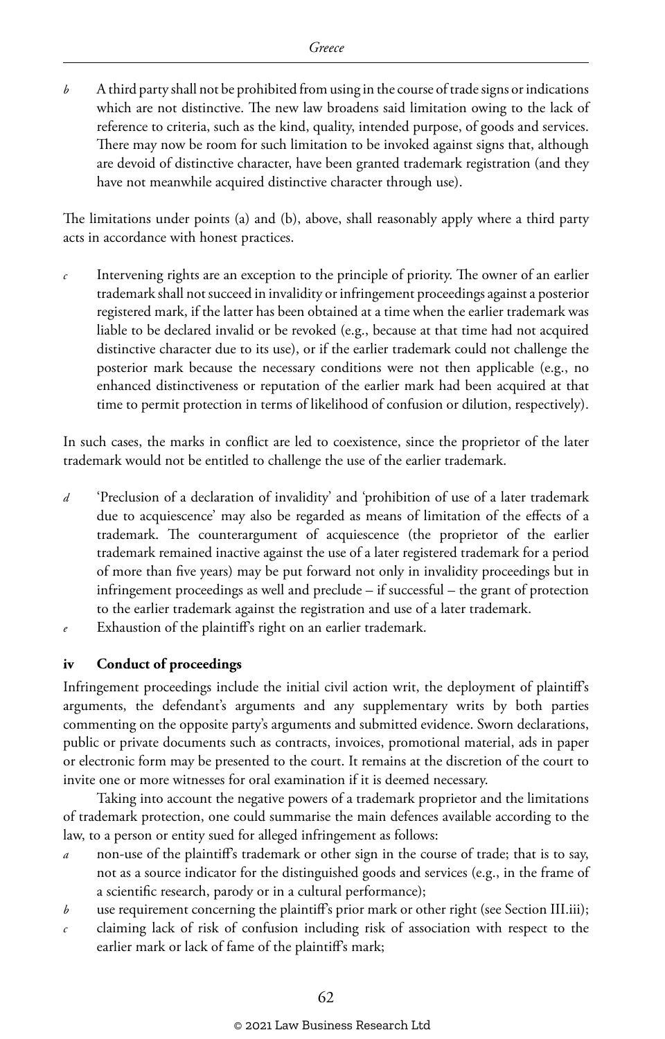*b* A third party shall not be prohibited from using in the course of trade signs or indications which are not distinctive. The new law broadens said limitation owing to the lack of reference to criteria, such as the kind, quality, intended purpose, of goods and services. There may now be room for such limitation to be invoked against signs that, although are devoid of distinctive character, have been granted trademark registration (and they have not meanwhile acquired distinctive character through use).

The limitations under points (a) and (b), above, shall reasonably apply where a third party acts in accordance with honest practices.

*c* Intervening rights are an exception to the principle of priority. The owner of an earlier trademark shall not succeed in invalidity or infringement proceedings against a posterior registered mark, if the latter has been obtained at a time when the earlier trademark was liable to be declared invalid or be revoked (e.g., because at that time had not acquired distinctive character due to its use), or if the earlier trademark could not challenge the posterior mark because the necessary conditions were not then applicable (e.g., no enhanced distinctiveness or reputation of the earlier mark had been acquired at that time to permit protection in terms of likelihood of confusion or dilution, respectively).

In such cases, the marks in conflict are led to coexistence, since the proprietor of the later trademark would not be entitled to challenge the use of the earlier trademark.

*d* 'Preclusion of a declaration of invalidity' and 'prohibition of use of a later trademark due to acquiescence' may also be regarded as means of limitation of the effects of a trademark. The counterargument of acquiescence (the proprietor of the earlier trademark remained inactive against the use of a later registered trademark for a period of more than five years) may be put forward not only in invalidity proceedings but in infringement proceedings as well and preclude – if successful – the grant of protection to the earlier trademark against the registration and use of a later trademark.

*e* Exhaustion of the plaintiff's right on an earlier trademark.

### iv Conduct of proceedings

Infringement proceedings include the initial civil action writ, the deployment of plaintiff's arguments, the defendant's arguments and any supplementary writs by both parties commenting on the opposite party's arguments and submitted evidence. Sworn declarations, public or private documents such as contracts, invoices, promotional material, ads in paper or electronic form may be presented to the court. It remains at the discretion of the court to invite one or more witnesses for oral examination if it is deemed necessary.

Taking into account the negative powers of a trademark proprietor and the limitations of trademark protection, one could summarise the main defences available according to the law, to a person or entity sued for alleged infringement as follows:

*a* non-use of the plaintiff's trademark or other sign in the course of trade; that is to say, not as a source indicator for the distinguished goods and services (e.g., in the frame of a scientific research, parody or in a cultural performance);

*b* use requirement concerning the plaintiff's prior mark or other right (see Section III.iii);

*c* claiming lack of risk of confusion including risk of association with respect to the earlier mark or lack of fame of the plaintiff's mark;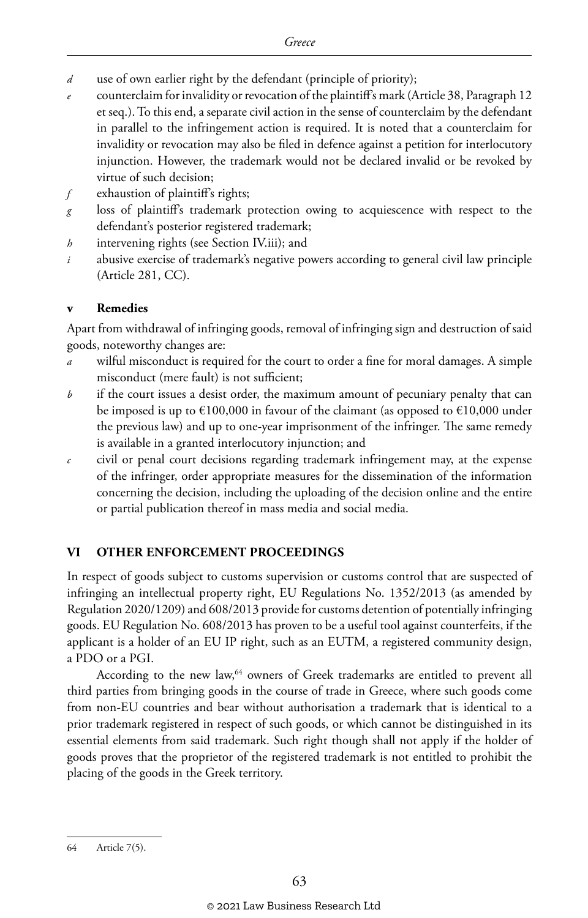- *d* use of own earlier right by the defendant (principle of priority);
- *e* counterclaim for invalidity or revocation of the plaintiff's mark (Article 38, Paragraph 12 et seq.). To this end, a separate civil action in the sense of counterclaim by the defendant in parallel to the infringement action is required. It is noted that a counterclaim for invalidity or revocation may also be filed in defence against a petition for interlocutory injunction. However, the trademark would not be declared invalid or be revoked by virtue of such decision;
- *f* exhaustion of plaintiff's rights;
- *g* loss of plaintiff's trademark protection owing to acquiescence with respect to the defendant's posterior registered trademark;
- *h* intervening rights (see Section IV.iii); and
- *i* abusive exercise of trademark's negative powers according to general civil law principle (Article 281, CC).

### v Remedies

Apart from withdrawal of infringing goods, removal of infringing sign and destruction of said goods, noteworthy changes are:

- *a* wilful misconduct is required for the court to order a fine for moral damages. A simple misconduct (mere fault) is not sufficient;
- *b* if the court issues a desist order, the maximum amount of pecuniary penalty that can be imposed is up to €100,000 in favour of the claimant (as opposed to €10,000 under the previous law) and up to one-year imprisonment of the infringer. The same remedy is available in a granted interlocutory injunction; and
- *c* civil or penal court decisions regarding trademark infringement may, at the expense of the infringer, order appropriate measures for the dissemination of the information concerning the decision, including the uploading of the decision online and the entire or partial publication thereof in mass media and social media.

## VI OTHER ENFORCEMENT PROCEEDINGS

In respect of goods subject to customs supervision or customs control that are suspected of infringing an intellectual property right, EU Regulations No. 1352/2013 (as amended by Regulation 2020/1209) and 608/2013 provide for customs detention of potentially infringing goods. EU Regulation No. 608/2013 has proven to be a useful tool against counterfeits, if the applicant is a holder of an EU IP right, such as an EUTM, a registered community design, a PDO or a PGI.

According to the new law,[64] owners of Greek trademarks are entitled to prevent all third parties from bringing goods in the course of trade in Greece, where such goods come from non-EU countries and bear without authorisation a trademark that is identical to a prior trademark registered in respect of such goods, or which cannot be distinguished in its essential elements from said trademark. Such right though shall not apply if the holder of goods proves that the proprietor of the registered trademark is not entitled to prohibit the placing of the goods in the Greek territory.

---

64 Article 7(5).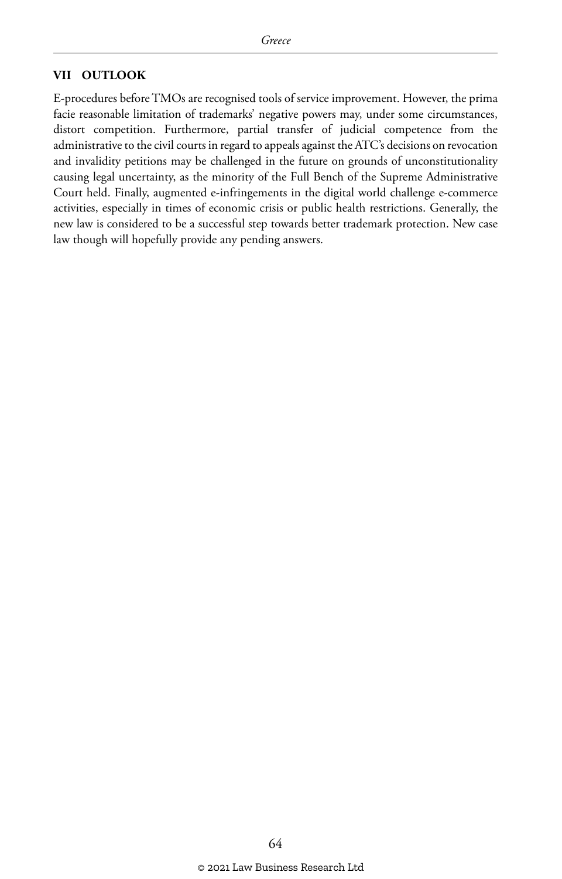## VII OUTLOOK

E-procedures before TMOs are recognised tools of service improvement. However, the prima facie reasonable limitation of trademarks' negative powers may, under some circumstances, distort competition. Furthermore, partial transfer of judicial competence from the administrative to the civil courts in regard to appeals against the ATC's decisions on revocation and invalidity petitions may be challenged in the future on grounds of unconstitutionality causing legal uncertainty, as the minority of the Full Bench of the Supreme Administrative Court held. Finally, augmented e-infringements in the digital world challenge e-commerce activities, especially in times of economic crisis or public health restrictions. Generally, the new law is considered to be a successful step towards better trademark protection. New case law though will hopefully provide any pending answers.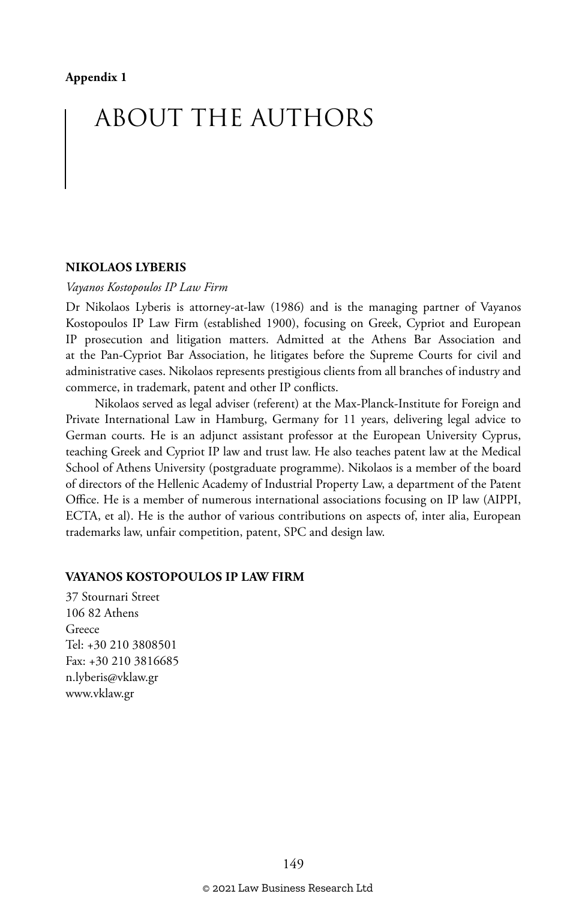**Appendix 1**

# ABOUT THE AUTHORS

## NIKOLAOS LYBERIS

*Vayanos Kostopoulos IP Law Firm*

Dr Nikolaos Lyberis is attorney-at-law (1986) and is the managing partner of Vayanos Kostopoulos IP Law Firm (established 1900), focusing on Greek, Cypriot and European IP prosecution and litigation matters. Admitted at the Athens Bar Association and at the Pan-Cypriot Bar Association, he litigates before the Supreme Courts for civil and administrative cases. Nikolaos represents prestigious clients from all branches of industry and commerce, in trademark, patent and other IP conflicts.

Nikolaos served as legal adviser (referent) at the Max-Planck-Institute for Foreign and Private International Law in Hamburg, Germany for 11 years, delivering legal advice to German courts. He is an adjunct assistant professor at the European University Cyprus, teaching Greek and Cypriot IP law and trust law. He also teaches patent law at the Medical School of Athens University (postgraduate programme). Nikolaos is a member of the board of directors of the Hellenic Academy of Industrial Property Law, a department of the Patent Office. He is a member of numerous international associations focusing on IP law (AIPPI, ECTA, et al). He is the author of various contributions on aspects of, inter alia, European trademarks law, unfair competition, patent, SPC and design law.

## VAYANOS KOSTOPOULOS IP LAW FIRM

37 Stournari Street
106 82 Athens
Greece
Tel: +30 210 3808501
Fax: +30 210 3816685
n.lyberis@vklaw.gr
www.vklaw.gr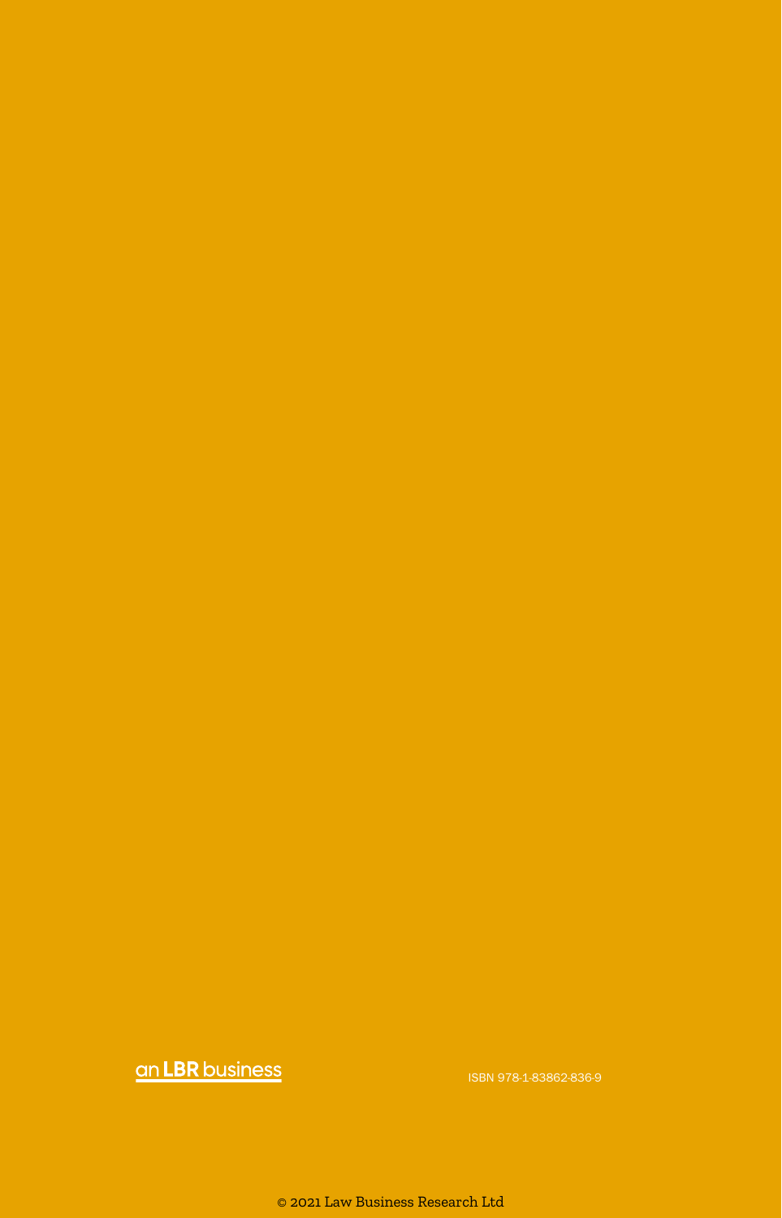an LBR business

ISBN 978-1-83862-836-9

© 2021 Law Business Research Ltd